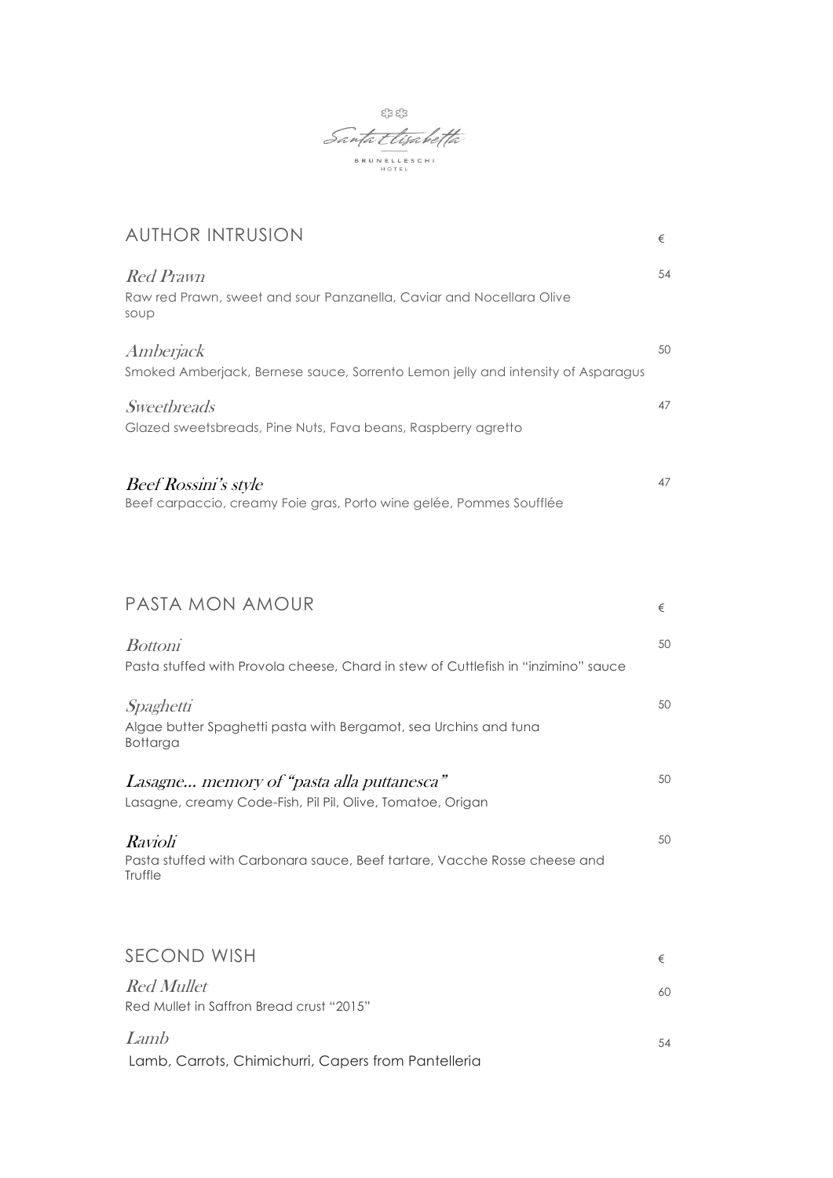Santa Elisabetta

BRUNELLESCHI HOTEL

## AUTHOR INTRUSION

€

*Red Prawn* — 54

Raw red Prawn, sweet and sour Panzanella, Caviar and Nocellara Olive soup

*Amberjack* — 50

Smoked Amberjack, Bernese sauce, Sorrento Lemon jelly and intensity of Asparagus

*Sweetbreads* — 47

Glazed sweetsbreads, Pine Nuts, Fava beans, Raspberry agretto

***Beef Rossini's style*** — 47

Beef carpaccio, creamy Foie gras, Porto wine gelée, Pommes Soufflée

## PASTA MON AMOUR

€

*Bottoni* — 50

Pasta stuffed with Provola cheese, Chard in stew of Cuttlefish in "inzimino" sauce

*Spaghetti* — 50

Algae butter Spaghetti pasta with Bergamot, sea Urchins and tuna Bottarga

***Lasagne... memory of "pasta alla puttanesca"*** — 50

Lasagne, creamy Code-Fish, Pil Pil, Olive, Tomatoe, Origan

***Ravioli*** — 50

Pasta stuffed with Carbonara sauce, Beef tartare, Vacche Rosse cheese and Truffle

## SECOND WISH

€

*Red Mullet* — 60

Red Mullet in Saffron Bread crust "2015"

*Lamb* — 54

Lamb, Carrots, Chimichurri, Capers from Pantelleria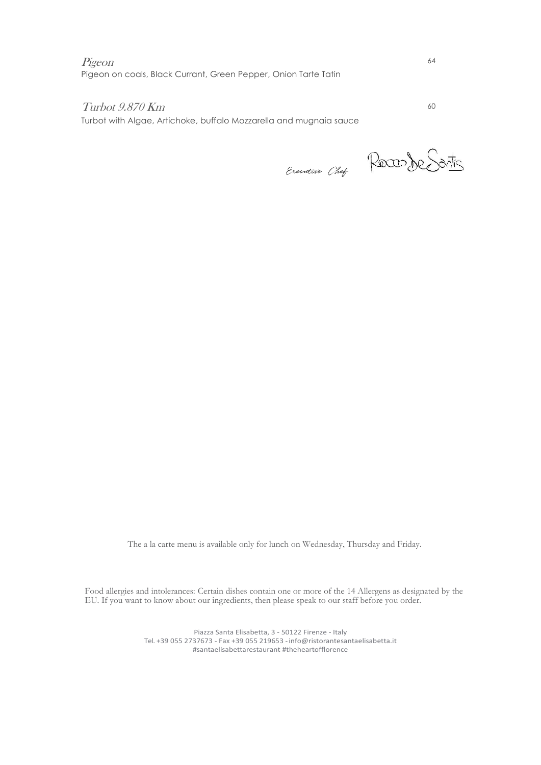*Pigeon* 64

Pigeon on coals, Black Currant, Green Pepper, Onion Tarte Tatin

*Turbot 9.870 Km* 60

Turbot with Algae, Artichoke, buffalo Mozzarella and mugnaia sauce

*Executive Chef* Rocco De Santis

The a la carte menu is available only for lunch on Wednesday, Thursday and Friday.

Food allergies and intolerances: Certain dishes contain one or more of the 14 Allergens as designated by the EU. If you want to know about our ingredients, then please speak to our staff before you order.

Piazza Santa Elisabetta, 3 - 50122 Firenze - Italy
Tel. +39 055 2737673 - Fax +39 055 219653 - info@ristorantesantaelisabetta.it
#santaelisabettarestaurant #theheartofflorence